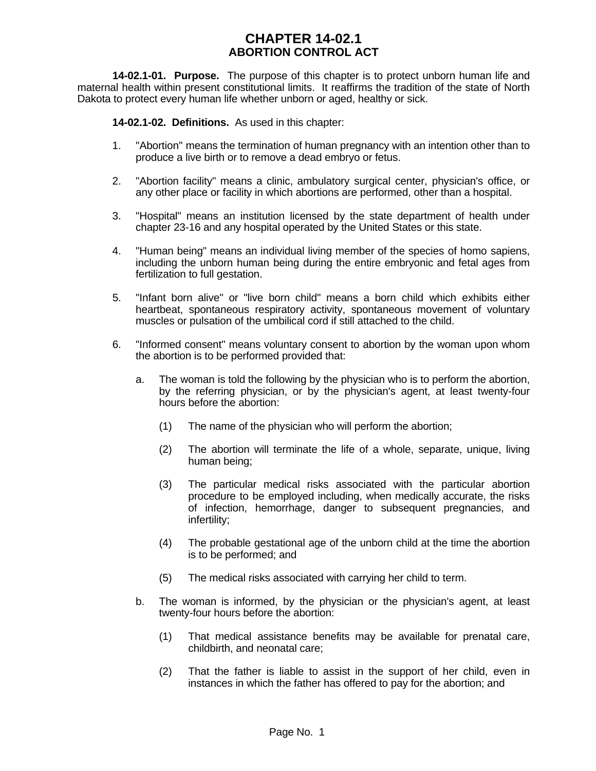# CHAPTER 14-02.1
## ABORTION CONTROL ACT

**14-02.1-01. Purpose.** The purpose of this chapter is to protect unborn human life and maternal health within present constitutional limits. It reaffirms the tradition of the state of North Dakota to protect every human life whether unborn or aged, healthy or sick.

**14-02.1-02. Definitions.** As used in this chapter:

1. "Abortion" means the termination of human pregnancy with an intention other than to produce a live birth or to remove a dead embryo or fetus.

2. "Abortion facility" means a clinic, ambulatory surgical center, physician's office, or any other place or facility in which abortions are performed, other than a hospital.

3. "Hospital" means an institution licensed by the state department of health under chapter 23-16 and any hospital operated by the United States or this state.

4. "Human being" means an individual living member of the species of homo sapiens, including the unborn human being during the entire embryonic and fetal ages from fertilization to full gestation.

5. "Infant born alive" or "live born child" means a born child which exhibits either heartbeat, spontaneous respiratory activity, spontaneous movement of voluntary muscles or pulsation of the umbilical cord if still attached to the child.

6. "Informed consent" means voluntary consent to abortion by the woman upon whom the abortion is to be performed provided that:

   a. The woman is told the following by the physician who is to perform the abortion, by the referring physician, or by the physician's agent, at least twenty-four hours before the abortion:

      (1) The name of the physician who will perform the abortion;

      (2) The abortion will terminate the life of a whole, separate, unique, living human being;

      (3) The particular medical risks associated with the particular abortion procedure to be employed including, when medically accurate, the risks of infection, hemorrhage, danger to subsequent pregnancies, and infertility;

      (4) The probable gestational age of the unborn child at the time the abortion is to be performed; and

      (5) The medical risks associated with carrying her child to term.

   b. The woman is informed, by the physician or the physician's agent, at least twenty-four hours before the abortion:

      (1) That medical assistance benefits may be available for prenatal care, childbirth, and neonatal care;

      (2) That the father is liable to assist in the support of her child, even in instances in which the father has offered to pay for the abortion; and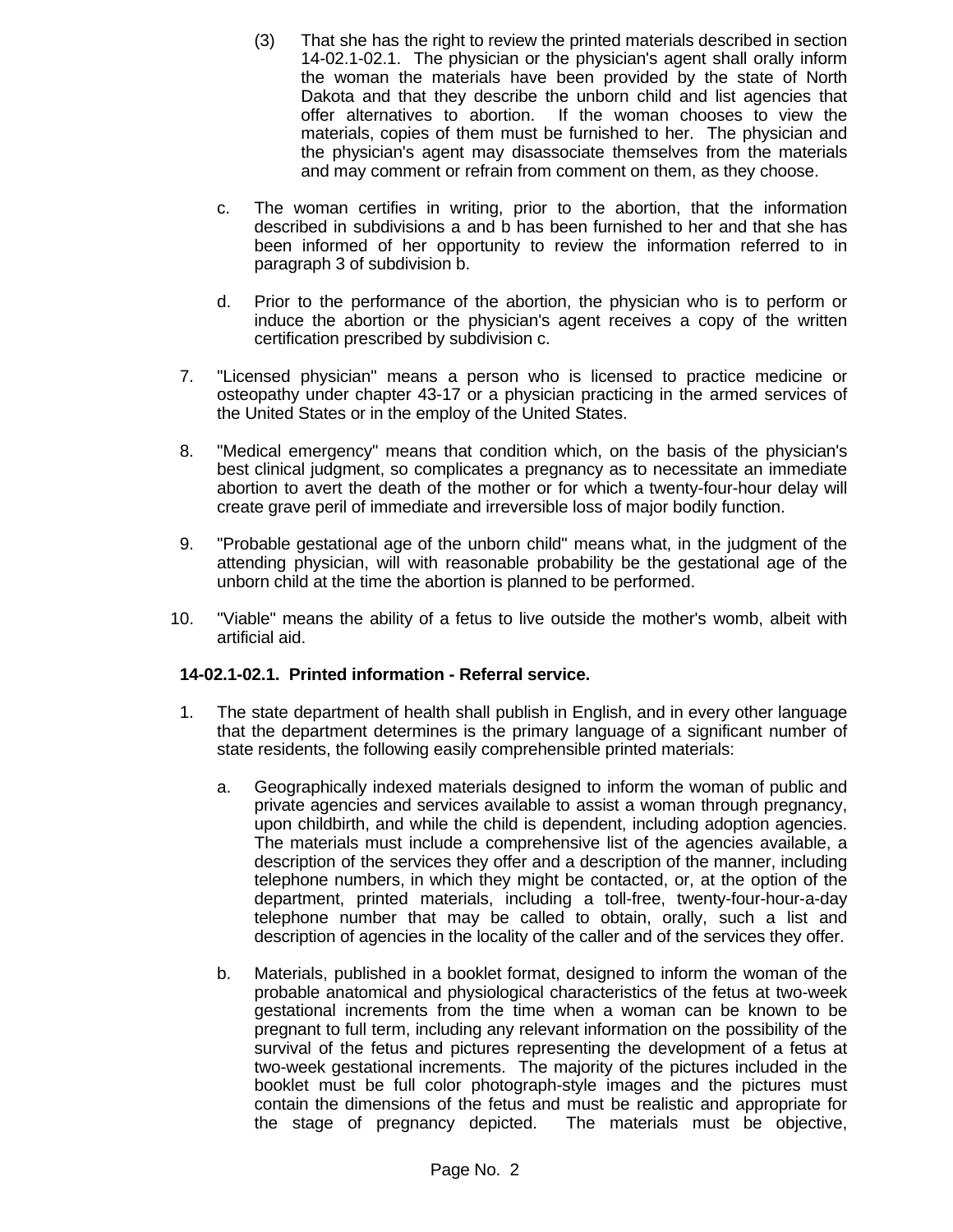(3) That she has the right to review the printed materials described in section 14-02.1-02.1. The physician or the physician's agent shall orally inform the woman the materials have been provided by the state of North Dakota and that they describe the unborn child and list agencies that offer alternatives to abortion. If the woman chooses to view the materials, copies of them must be furnished to her. The physician and the physician's agent may disassociate themselves from the materials and may comment or refrain from comment on them, as they choose.

c. The woman certifies in writing, prior to the abortion, that the information described in subdivisions a and b has been furnished to her and that she has been informed of her opportunity to review the information referred to in paragraph 3 of subdivision b.

d. Prior to the performance of the abortion, the physician who is to perform or induce the abortion or the physician's agent receives a copy of the written certification prescribed by subdivision c.

7. "Licensed physician" means a person who is licensed to practice medicine or osteopathy under chapter 43-17 or a physician practicing in the armed services of the United States or in the employ of the United States.

8. "Medical emergency" means that condition which, on the basis of the physician's best clinical judgment, so complicates a pregnancy as to necessitate an immediate abortion to avert the death of the mother or for which a twenty-four-hour delay will create grave peril of immediate and irreversible loss of major bodily function.

9. "Probable gestational age of the unborn child" means what, in the judgment of the attending physician, will with reasonable probability be the gestational age of the unborn child at the time the abortion is planned to be performed.

10. "Viable" means the ability of a fetus to live outside the mother's womb, albeit with artificial aid.

**14-02.1-02.1. Printed information - Referral service.**

1. The state department of health shall publish in English, and in every other language that the department determines is the primary language of a significant number of state residents, the following easily comprehensible printed materials:

   a. Geographically indexed materials designed to inform the woman of public and private agencies and services available to assist a woman through pregnancy, upon childbirth, and while the child is dependent, including adoption agencies. The materials must include a comprehensive list of the agencies available, a description of the services they offer and a description of the manner, including telephone numbers, in which they might be contacted, or, at the option of the department, printed materials, including a toll-free, twenty-four-hour-a-day telephone number that may be called to obtain, orally, such a list and description of agencies in the locality of the caller and of the services they offer.

   b. Materials, published in a booklet format, designed to inform the woman of the probable anatomical and physiological characteristics of the fetus at two-week gestational increments from the time when a woman can be known to be pregnant to full term, including any relevant information on the possibility of the survival of the fetus and pictures representing the development of a fetus at two-week gestational increments. The majority of the pictures included in the booklet must be full color photograph-style images and the pictures must contain the dimensions of the fetus and must be realistic and appropriate for the stage of pregnancy depicted. The materials must be objective,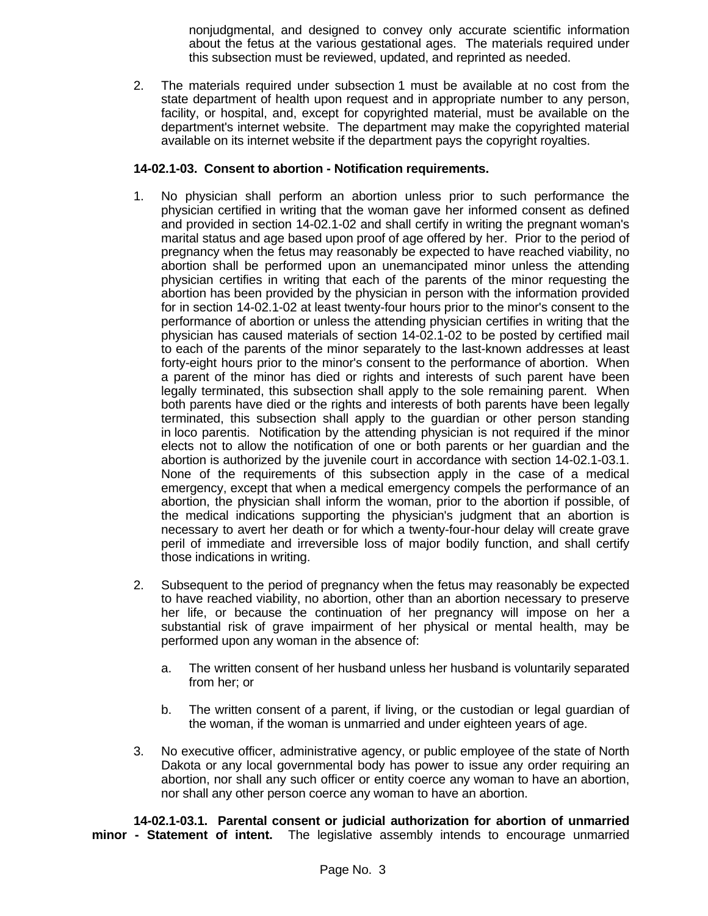nonjudgmental, and designed to convey only accurate scientific information about the fetus at the various gestational ages. The materials required under this subsection must be reviewed, updated, and reprinted as needed.

2. The materials required under subsection 1 must be available at no cost from the state department of health upon request and in appropriate number to any person, facility, or hospital, and, except for copyrighted material, must be available on the department's internet website. The department may make the copyrighted material available on its internet website if the department pays the copyright royalties.

**14-02.1-03. Consent to abortion - Notification requirements.**

1. No physician shall perform an abortion unless prior to such performance the physician certified in writing that the woman gave her informed consent as defined and provided in section 14-02.1-02 and shall certify in writing the pregnant woman's marital status and age based upon proof of age offered by her. Prior to the period of pregnancy when the fetus may reasonably be expected to have reached viability, no abortion shall be performed upon an unemancipated minor unless the attending physician certifies in writing that each of the parents of the minor requesting the abortion has been provided by the physician in person with the information provided for in section 14-02.1-02 at least twenty-four hours prior to the minor's consent to the performance of abortion or unless the attending physician certifies in writing that the physician has caused materials of section 14-02.1-02 to be posted by certified mail to each of the parents of the minor separately to the last-known addresses at least forty-eight hours prior to the minor's consent to the performance of abortion. When a parent of the minor has died or rights and interests of such parent have been legally terminated, this subsection shall apply to the sole remaining parent. When both parents have died or the rights and interests of both parents have been legally terminated, this subsection shall apply to the guardian or other person standing in loco parentis. Notification by the attending physician is not required if the minor elects not to allow the notification of one or both parents or her guardian and the abortion is authorized by the juvenile court in accordance with section 14-02.1-03.1. None of the requirements of this subsection apply in the case of a medical emergency, except that when a medical emergency compels the performance of an abortion, the physician shall inform the woman, prior to the abortion if possible, of the medical indications supporting the physician's judgment that an abortion is necessary to avert her death or for which a twenty-four-hour delay will create grave peril of immediate and irreversible loss of major bodily function, and shall certify those indications in writing.

2. Subsequent to the period of pregnancy when the fetus may reasonably be expected to have reached viability, no abortion, other than an abortion necessary to preserve her life, or because the continuation of her pregnancy will impose on her a substantial risk of grave impairment of her physical or mental health, may be performed upon any woman in the absence of:

   a. The written consent of her husband unless her husband is voluntarily separated from her; or

   b. The written consent of a parent, if living, or the custodian or legal guardian of the woman, if the woman is unmarried and under eighteen years of age.

3. No executive officer, administrative agency, or public employee of the state of North Dakota or any local governmental body has power to issue any order requiring an abortion, nor shall any such officer or entity coerce any woman to have an abortion, nor shall any other person coerce any woman to have an abortion.

**14-02.1-03.1. Parental consent or judicial authorization for abortion of unmarried minor - Statement of intent.** The legislative assembly intends to encourage unmarried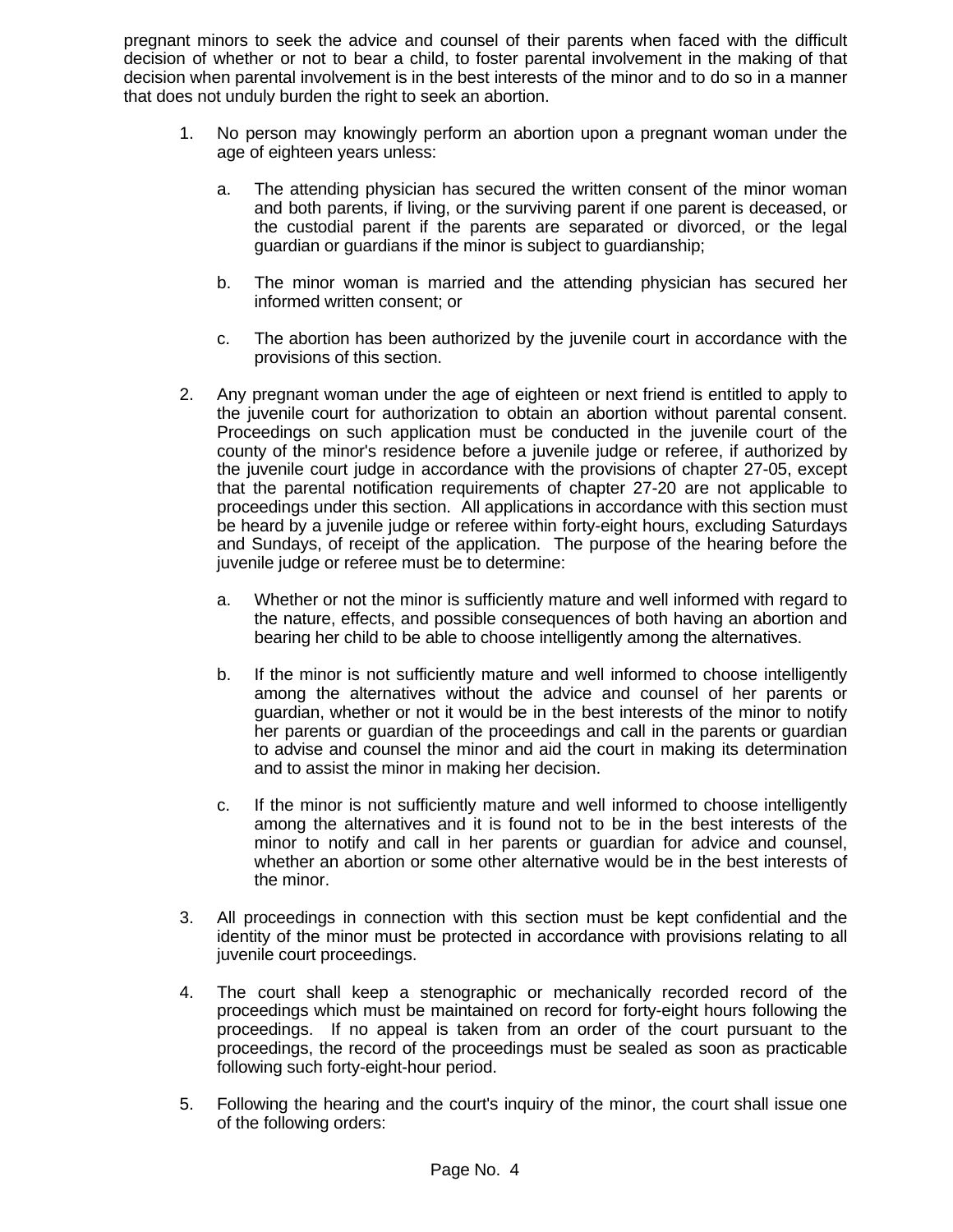pregnant minors to seek the advice and counsel of their parents when faced with the difficult decision of whether or not to bear a child, to foster parental involvement in the making of that decision when parental involvement is in the best interests of the minor and to do so in a manner that does not unduly burden the right to seek an abortion.

1. No person may knowingly perform an abortion upon a pregnant woman under the age of eighteen years unless:

   a. The attending physician has secured the written consent of the minor woman and both parents, if living, or the surviving parent if one parent is deceased, or the custodial parent if the parents are separated or divorced, or the legal guardian or guardians if the minor is subject to guardianship;

   b. The minor woman is married and the attending physician has secured her informed written consent; or

   c. The abortion has been authorized by the juvenile court in accordance with the provisions of this section.

2. Any pregnant woman under the age of eighteen or next friend is entitled to apply to the juvenile court for authorization to obtain an abortion without parental consent. Proceedings on such application must be conducted in the juvenile court of the county of the minor's residence before a juvenile judge or referee, if authorized by the juvenile court judge in accordance with the provisions of chapter 27-05, except that the parental notification requirements of chapter 27-20 are not applicable to proceedings under this section. All applications in accordance with this section must be heard by a juvenile judge or referee within forty-eight hours, excluding Saturdays and Sundays, of receipt of the application. The purpose of the hearing before the juvenile judge or referee must be to determine:

   a. Whether or not the minor is sufficiently mature and well informed with regard to the nature, effects, and possible consequences of both having an abortion and bearing her child to be able to choose intelligently among the alternatives.

   b. If the minor is not sufficiently mature and well informed to choose intelligently among the alternatives without the advice and counsel of her parents or guardian, whether or not it would be in the best interests of the minor to notify her parents or guardian of the proceedings and call in the parents or guardian to advise and counsel the minor and aid the court in making its determination and to assist the minor in making her decision.

   c. If the minor is not sufficiently mature and well informed to choose intelligently among the alternatives and it is found not to be in the best interests of the minor to notify and call in her parents or guardian for advice and counsel, whether an abortion or some other alternative would be in the best interests of the minor.

3. All proceedings in connection with this section must be kept confidential and the identity of the minor must be protected in accordance with provisions relating to all juvenile court proceedings.

4. The court shall keep a stenographic or mechanically recorded record of the proceedings which must be maintained on record for forty-eight hours following the proceedings. If no appeal is taken from an order of the court pursuant to the proceedings, the record of the proceedings must be sealed as soon as practicable following such forty-eight-hour period.

5. Following the hearing and the court's inquiry of the minor, the court shall issue one of the following orders: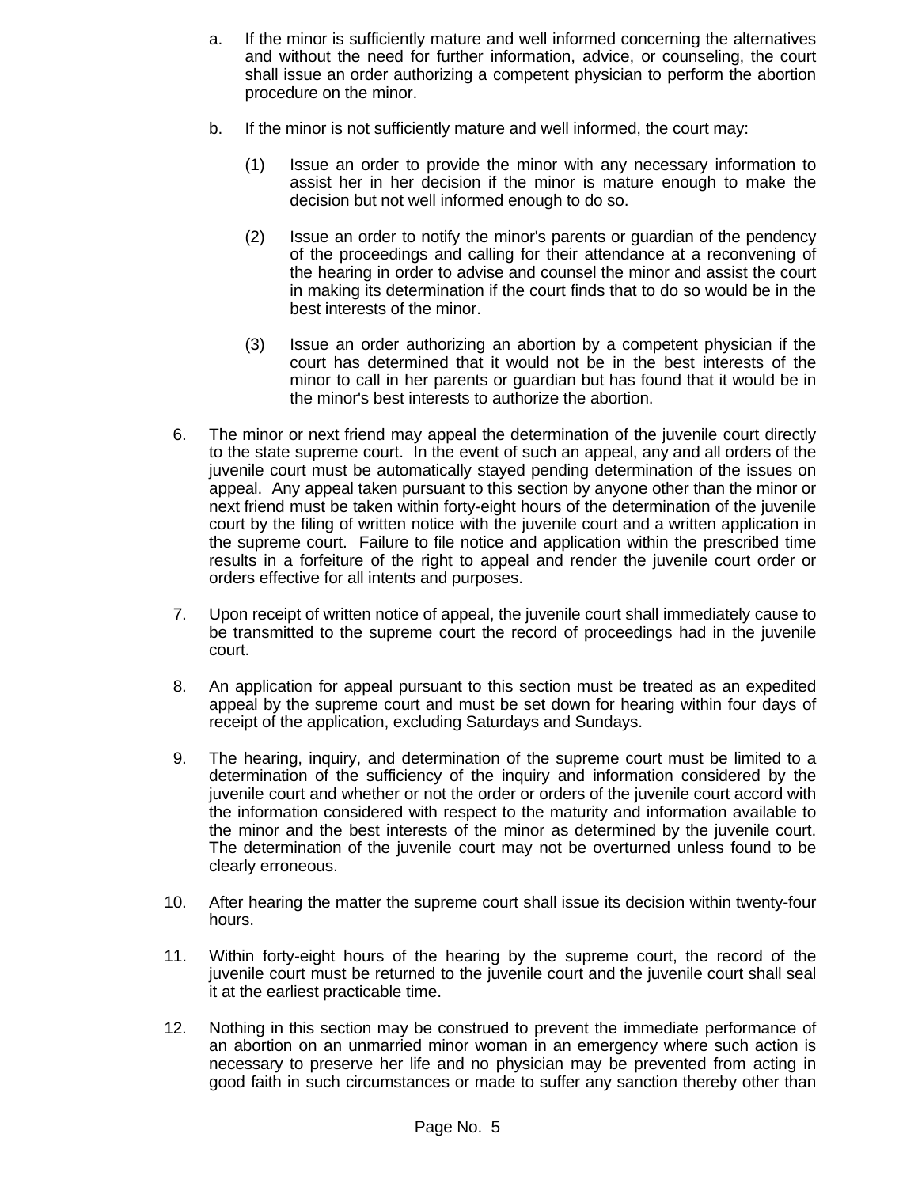a. If the minor is sufficiently mature and well informed concerning the alternatives and without the need for further information, advice, or counseling, the court shall issue an order authorizing a competent physician to perform the abortion procedure on the minor.

b. If the minor is not sufficiently mature and well informed, the court may:

   (1) Issue an order to provide the minor with any necessary information to assist her in her decision if the minor is mature enough to make the decision but not well informed enough to do so.

   (2) Issue an order to notify the minor's parents or guardian of the pendency of the proceedings and calling for their attendance at a reconvening of the hearing in order to advise and counsel the minor and assist the court in making its determination if the court finds that to do so would be in the best interests of the minor.

   (3) Issue an order authorizing an abortion by a competent physician if the court has determined that it would not be in the best interests of the minor to call in her parents or guardian but has found that it would be in the minor's best interests to authorize the abortion.

6. The minor or next friend may appeal the determination of the juvenile court directly to the state supreme court. In the event of such an appeal, any and all orders of the juvenile court must be automatically stayed pending determination of the issues on appeal. Any appeal taken pursuant to this section by anyone other than the minor or next friend must be taken within forty-eight hours of the determination of the juvenile court by the filing of written notice with the juvenile court and a written application in the supreme court. Failure to file notice and application within the prescribed time results in a forfeiture of the right to appeal and render the juvenile court order or orders effective for all intents and purposes.

7. Upon receipt of written notice of appeal, the juvenile court shall immediately cause to be transmitted to the supreme court the record of proceedings had in the juvenile court.

8. An application for appeal pursuant to this section must be treated as an expedited appeal by the supreme court and must be set down for hearing within four days of receipt of the application, excluding Saturdays and Sundays.

9. The hearing, inquiry, and determination of the supreme court must be limited to a determination of the sufficiency of the inquiry and information considered by the juvenile court and whether or not the order or orders of the juvenile court accord with the information considered with respect to the maturity and information available to the minor and the best interests of the minor as determined by the juvenile court. The determination of the juvenile court may not be overturned unless found to be clearly erroneous.

10. After hearing the matter the supreme court shall issue its decision within twenty-four hours.

11. Within forty-eight hours of the hearing by the supreme court, the record of the juvenile court must be returned to the juvenile court and the juvenile court shall seal it at the earliest practicable time.

12. Nothing in this section may be construed to prevent the immediate performance of an abortion on an unmarried minor woman in an emergency where such action is necessary to preserve her life and no physician may be prevented from acting in good faith in such circumstances or made to suffer any sanction thereby other than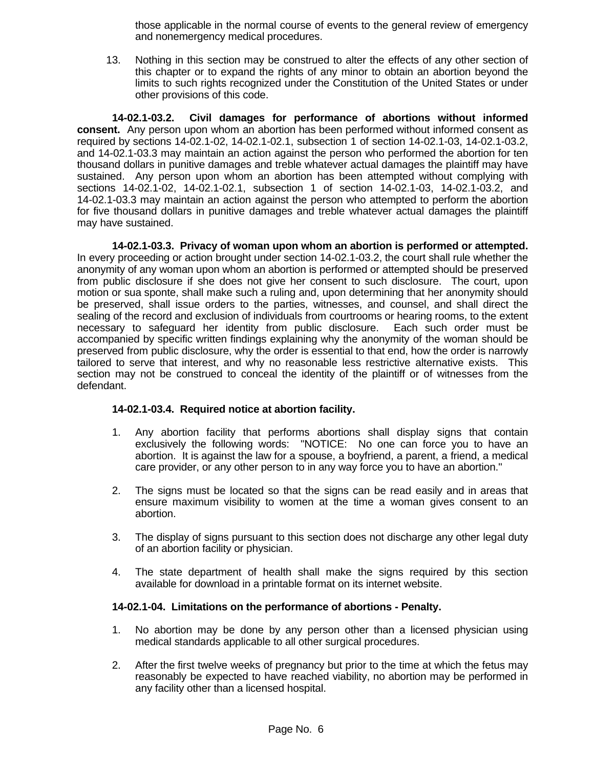those applicable in the normal course of events to the general review of emergency and nonemergency medical procedures.

13. Nothing in this section may be construed to alter the effects of any other section of this chapter or to expand the rights of any minor to obtain an abortion beyond the limits to such rights recognized under the Constitution of the United States or under other provisions of this code.

**14-02.1-03.2. Civil damages for performance of abortions without informed consent.** Any person upon whom an abortion has been performed without informed consent as required by sections 14-02.1-02, 14-02.1-02.1, subsection 1 of section 14-02.1-03, 14-02.1-03.2, and 14-02.1-03.3 may maintain an action against the person who performed the abortion for ten thousand dollars in punitive damages and treble whatever actual damages the plaintiff may have sustained. Any person upon whom an abortion has been attempted without complying with sections 14-02.1-02, 14-02.1-02.1, subsection 1 of section 14-02.1-03, 14-02.1-03.2, and 14-02.1-03.3 may maintain an action against the person who attempted to perform the abortion for five thousand dollars in punitive damages and treble whatever actual damages the plaintiff may have sustained.

**14-02.1-03.3. Privacy of woman upon whom an abortion is performed or attempted.** In every proceeding or action brought under section 14-02.1-03.2, the court shall rule whether the anonymity of any woman upon whom an abortion is performed or attempted should be preserved from public disclosure if she does not give her consent to such disclosure. The court, upon motion or sua sponte, shall make such a ruling and, upon determining that her anonymity should be preserved, shall issue orders to the parties, witnesses, and counsel, and shall direct the sealing of the record and exclusion of individuals from courtrooms or hearing rooms, to the extent necessary to safeguard her identity from public disclosure. Each such order must be accompanied by specific written findings explaining why the anonymity of the woman should be preserved from public disclosure, why the order is essential to that end, how the order is narrowly tailored to serve that interest, and why no reasonable less restrictive alternative exists. This section may not be construed to conceal the identity of the plaintiff or of witnesses from the defendant.

**14-02.1-03.4. Required notice at abortion facility.**

1. Any abortion facility that performs abortions shall display signs that contain exclusively the following words: "NOTICE: No one can force you to have an abortion. It is against the law for a spouse, a boyfriend, a parent, a friend, a medical care provider, or any other person to in any way force you to have an abortion."

2. The signs must be located so that the signs can be read easily and in areas that ensure maximum visibility to women at the time a woman gives consent to an abortion.

3. The display of signs pursuant to this section does not discharge any other legal duty of an abortion facility or physician.

4. The state department of health shall make the signs required by this section available for download in a printable format on its internet website.

**14-02.1-04. Limitations on the performance of abortions - Penalty.**

1. No abortion may be done by any person other than a licensed physician using medical standards applicable to all other surgical procedures.

2. After the first twelve weeks of pregnancy but prior to the time at which the fetus may reasonably be expected to have reached viability, no abortion may be performed in any facility other than a licensed hospital.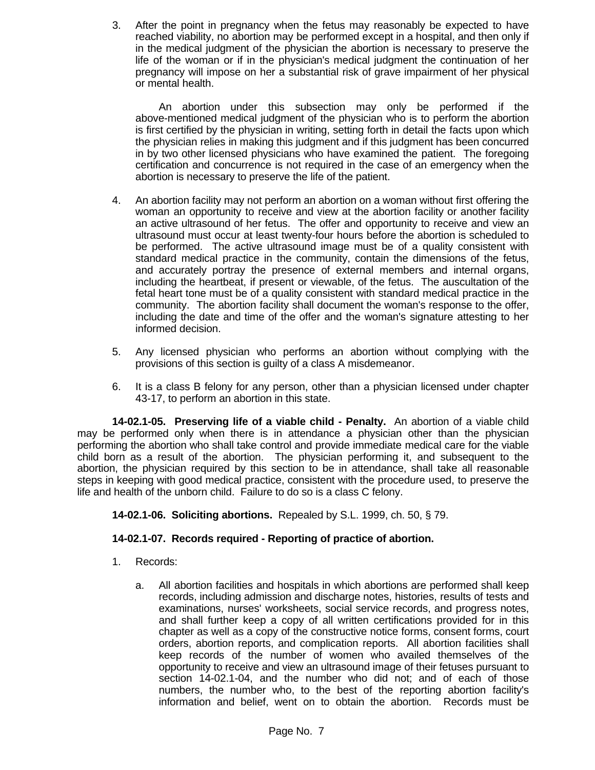3. After the point in pregnancy when the fetus may reasonably be expected to have reached viability, no abortion may be performed except in a hospital, and then only if in the medical judgment of the physician the abortion is necessary to preserve the life of the woman or if in the physician's medical judgment the continuation of her pregnancy will impose on her a substantial risk of grave impairment of her physical or mental health.

   An abortion under this subsection may only be performed if the above-mentioned medical judgment of the physician who is to perform the abortion is first certified by the physician in writing, setting forth in detail the facts upon which the physician relies in making this judgment and if this judgment has been concurred in by two other licensed physicians who have examined the patient. The foregoing certification and concurrence is not required in the case of an emergency when the abortion is necessary to preserve the life of the patient.

4. An abortion facility may not perform an abortion on a woman without first offering the woman an opportunity to receive and view at the abortion facility or another facility an active ultrasound of her fetus. The offer and opportunity to receive and view an ultrasound must occur at least twenty-four hours before the abortion is scheduled to be performed. The active ultrasound image must be of a quality consistent with standard medical practice in the community, contain the dimensions of the fetus, and accurately portray the presence of external members and internal organs, including the heartbeat, if present or viewable, of the fetus. The auscultation of the fetal heart tone must be of a quality consistent with standard medical practice in the community. The abortion facility shall document the woman's response to the offer, including the date and time of the offer and the woman's signature attesting to her informed decision.

5. Any licensed physician who performs an abortion without complying with the provisions of this section is guilty of a class A misdemeanor.

6. It is a class B felony for any person, other than a physician licensed under chapter 43-17, to perform an abortion in this state.

**14-02.1-05. Preserving life of a viable child - Penalty.** An abortion of a viable child may be performed only when there is in attendance a physician other than the physician performing the abortion who shall take control and provide immediate medical care for the viable child born as a result of the abortion. The physician performing it, and subsequent to the abortion, the physician required by this section to be in attendance, shall take all reasonable steps in keeping with good medical practice, consistent with the procedure used, to preserve the life and health of the unborn child. Failure to do so is a class C felony.

**14-02.1-06. Soliciting abortions.** Repealed by S.L. 1999, ch. 50, § 79.

**14-02.1-07. Records required - Reporting of practice of abortion.**

1. Records:

   a. All abortion facilities and hospitals in which abortions are performed shall keep records, including admission and discharge notes, histories, results of tests and examinations, nurses' worksheets, social service records, and progress notes, and shall further keep a copy of all written certifications provided for in this chapter as well as a copy of the constructive notice forms, consent forms, court orders, abortion reports, and complication reports. All abortion facilities shall keep records of the number of women who availed themselves of the opportunity to receive and view an ultrasound image of their fetuses pursuant to section 14-02.1-04, and the number who did not; and of each of those numbers, the number who, to the best of the reporting abortion facility's information and belief, went on to obtain the abortion. Records must be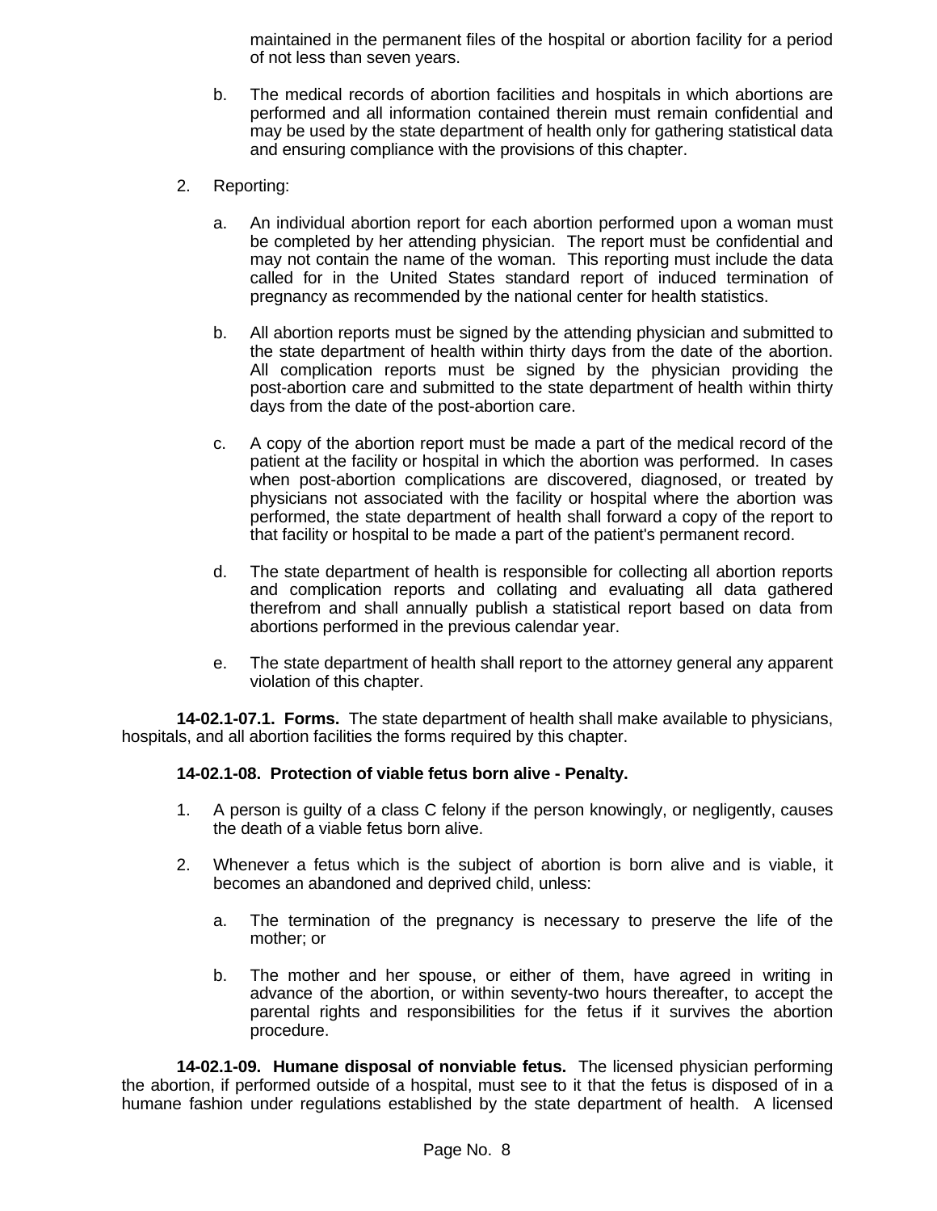maintained in the permanent files of the hospital or abortion facility for a period of not less than seven years.

b. The medical records of abortion facilities and hospitals in which abortions are performed and all information contained therein must remain confidential and may be used by the state department of health only for gathering statistical data and ensuring compliance with the provisions of this chapter.

2. Reporting:

a. An individual abortion report for each abortion performed upon a woman must be completed by her attending physician. The report must be confidential and may not contain the name of the woman. This reporting must include the data called for in the United States standard report of induced termination of pregnancy as recommended by the national center for health statistics.

b. All abortion reports must be signed by the attending physician and submitted to the state department of health within thirty days from the date of the abortion. All complication reports must be signed by the physician providing the post-abortion care and submitted to the state department of health within thirty days from the date of the post-abortion care.

c. A copy of the abortion report must be made a part of the medical record of the patient at the facility or hospital in which the abortion was performed. In cases when post-abortion complications are discovered, diagnosed, or treated by physicians not associated with the facility or hospital where the abortion was performed, the state department of health shall forward a copy of the report to that facility or hospital to be made a part of the patient's permanent record.

d. The state department of health is responsible for collecting all abortion reports and complication reports and collating and evaluating all data gathered therefrom and shall annually publish a statistical report based on data from abortions performed in the previous calendar year.

e. The state department of health shall report to the attorney general any apparent violation of this chapter.

**14-02.1-07.1. Forms.** The state department of health shall make available to physicians, hospitals, and all abortion facilities the forms required by this chapter.

**14-02.1-08. Protection of viable fetus born alive - Penalty.**

1. A person is guilty of a class C felony if the person knowingly, or negligently, causes the death of a viable fetus born alive.

2. Whenever a fetus which is the subject of abortion is born alive and is viable, it becomes an abandoned and deprived child, unless:

a. The termination of the pregnancy is necessary to preserve the life of the mother; or

b. The mother and her spouse, or either of them, have agreed in writing in advance of the abortion, or within seventy-two hours thereafter, to accept the parental rights and responsibilities for the fetus if it survives the abortion procedure.

**14-02.1-09. Humane disposal of nonviable fetus.** The licensed physician performing the abortion, if performed outside of a hospital, must see to it that the fetus is disposed of in a humane fashion under regulations established by the state department of health. A licensed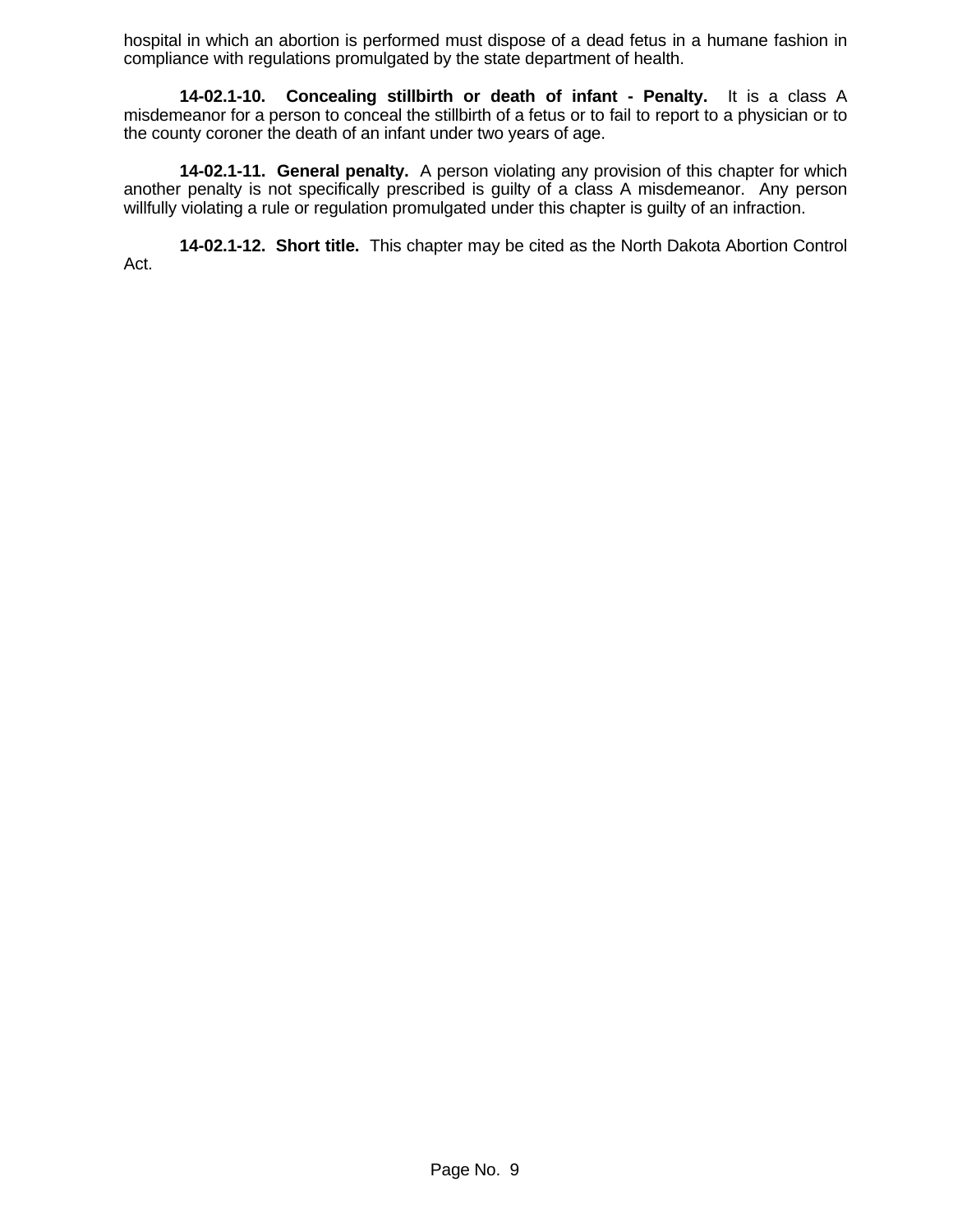hospital in which an abortion is performed must dispose of a dead fetus in a humane fashion in compliance with regulations promulgated by the state department of health.

**14-02.1-10. Concealing stillbirth or death of infant - Penalty.** It is a class A misdemeanor for a person to conceal the stillbirth of a fetus or to fail to report to a physician or to the county coroner the death of an infant under two years of age.

**14-02.1-11. General penalty.** A person violating any provision of this chapter for which another penalty is not specifically prescribed is guilty of a class A misdemeanor. Any person willfully violating a rule or regulation promulgated under this chapter is guilty of an infraction.

**14-02.1-12. Short title.** This chapter may be cited as the North Dakota Abortion Control Act.